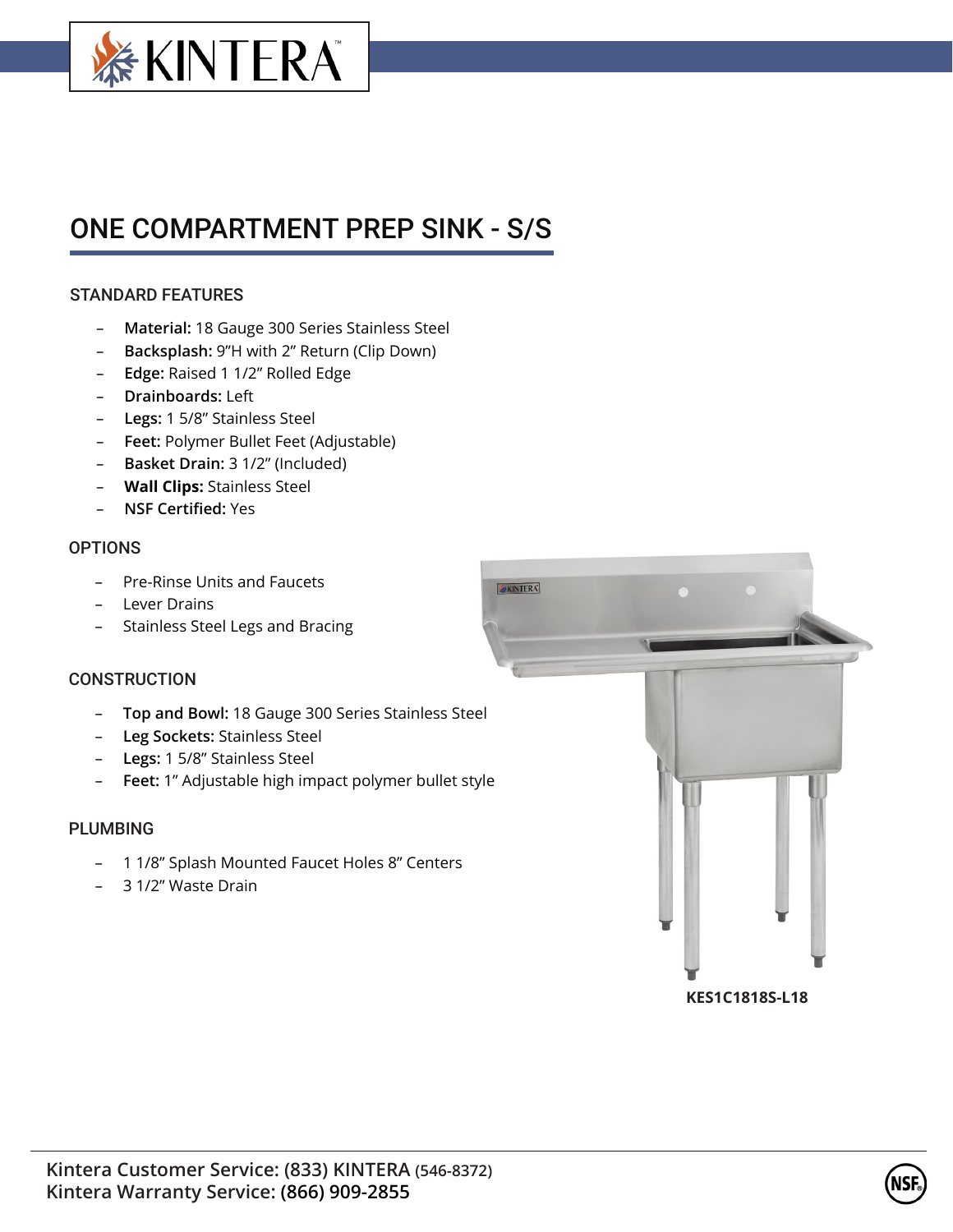# ONE COMPARTMENT PREP SINK - S/S

## STANDARD FEATURES

- **Material:** 18 Gauge 300 Series Stainless Steel
- **Backsplash:** 9"H with 2" Return (Clip Down)
- **Edge:** Raised 1 1/2" Rolled Edge
- **Drainboards:** Left
- **Legs:** 1 5/8" Stainless Steel
- **Feet:** Polymer Bullet Feet (Adjustable)
- **Basket Drain:** 3 1/2" (Included)
- **Wall Clips:** Stainless Steel
- **NSF Certified:** Yes

## OPTIONS

- Pre-Rinse Units and Faucets
- Lever Drains
- Stainless Steel Legs and Bracing

## CONSTRUCTION

- **Top and Bowl:** 18 Gauge 300 Series Stainless Steel
- **Leg Sockets:** Stainless Steel
- **Legs:** 1 5/8" Stainless Steel
- **Feet:** 1" Adjustable high impact polymer bullet style

## PLUMBING

- 1 1/8" Splash Mounted Faucet Holes 8" Centers
- 3 1/2" Waste Drain

**KES1C1818S-L18**

**Kintera Customer Service: (833) KINTERA (546-8372)**
**Kintera Warranty Service: (866) 909-2855**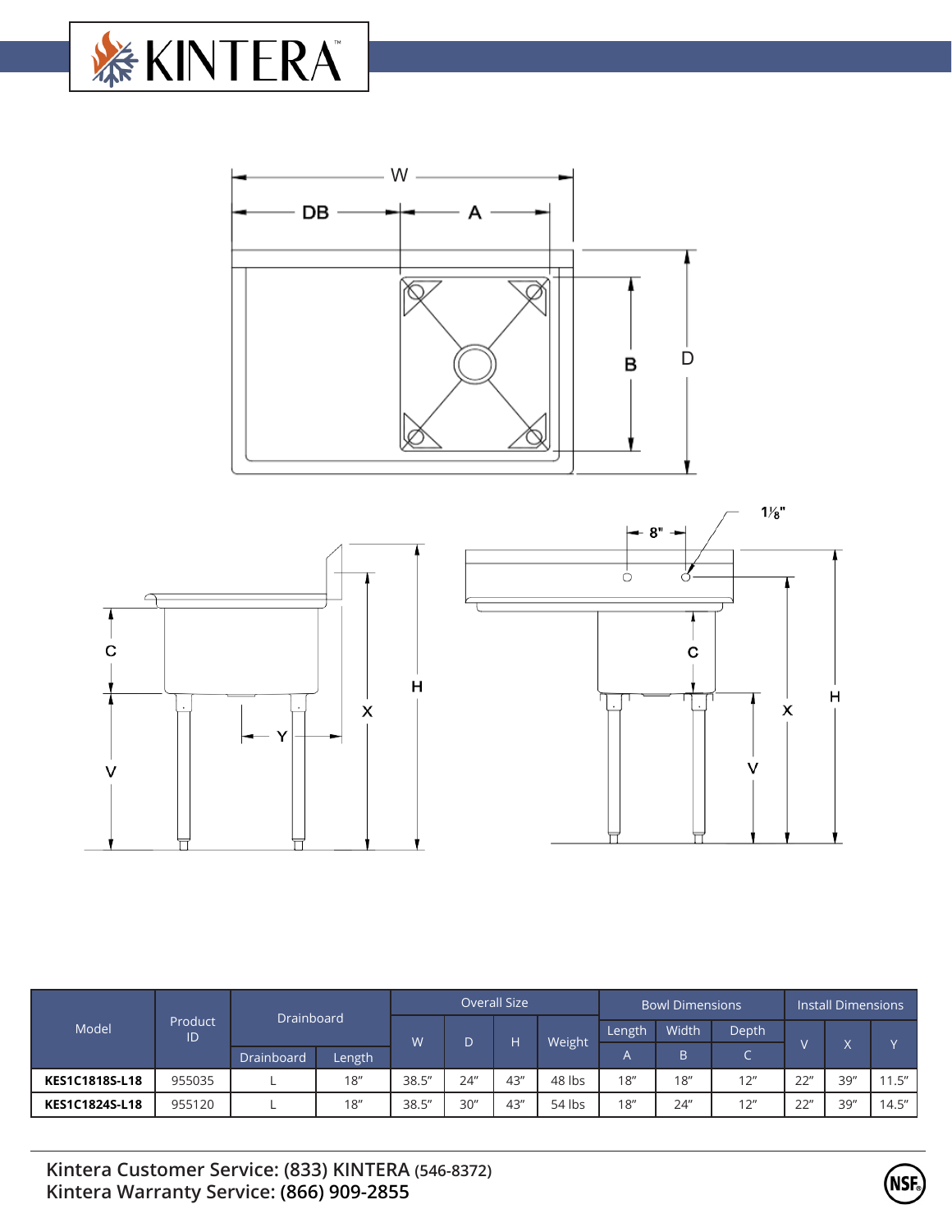| Model | Product ID | Drainboard | | Overall Size | | | | Bowl Dimensions | | | Install Dimensions | | |
|---|---|---|---|---|---|---|---|---|---|---|---|---|---|
| | | | | W | D | H | Weight | Length | Width | Depth | V | X | Y |
| | | Drainboard | Length | | | | | A | B | C | | | |
| **KES1C1818S-L18** | 955035 | L | 18" | 38.5" | 24" | 43" | 48 lbs | 18" | 18" | 12" | 22" | 39" | 11.5" |
| **KES1C1824S-L18** | 955120 | L | 18" | 38.5" | 30" | 43" | 54 lbs | 18" | 24" | 12" | 22" | 39" | 14.5" |

**Kintera Customer Service: (833) KINTERA (546-8372)**
**Kintera Warranty Service: (866) 909-2855**